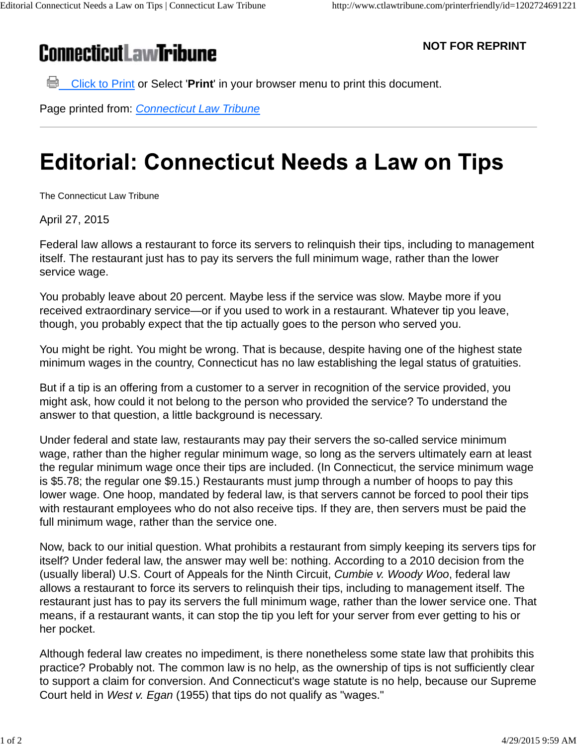ConnecticutLawTribune

NOT FOR REPRINT

Click to Print or Select '**Print**' in your browser menu to print this document.

Page printed from: *Connecticut Law Tribune*

---

# Editorial: Connecticut Needs a Law on Tips

The Connecticut Law Tribune

April 27, 2015

Federal law allows a restaurant to force its servers to relinquish their tips, including to management itself. The restaurant just has to pay its servers the full minimum wage, rather than the lower service wage.

You probably leave about 20 percent. Maybe less if the service was slow. Maybe more if you received extraordinary service—or if you used to work in a restaurant. Whatever tip you leave, though, you probably expect that the tip actually goes to the person who served you.

You might be right. You might be wrong. That is because, despite having one of the highest state minimum wages in the country, Connecticut has no law establishing the legal status of gratuities.

But if a tip is an offering from a customer to a server in recognition of the service provided, you might ask, how could it not belong to the person who provided the service? To understand the answer to that question, a little background is necessary.

Under federal and state law, restaurants may pay their servers the so-called service minimum wage, rather than the higher regular minimum wage, so long as the servers ultimately earn at least the regular minimum wage once their tips are included. (In Connecticut, the service minimum wage is $5.78; the regular one $9.15.) Restaurants must jump through a number of hoops to pay this lower wage. One hoop, mandated by federal law, is that servers cannot be forced to pool their tips with restaurant employees who do not also receive tips. If they are, then servers must be paid the full minimum wage, rather than the service one.

Now, back to our initial question. What prohibits a restaurant from simply keeping its servers tips for itself? Under federal law, the answer may well be: nothing. According to a 2010 decision from the (usually liberal) U.S. Court of Appeals for the Ninth Circuit, *Cumbie v. Woody Woo*, federal law allows a restaurant to force its servers to relinquish their tips, including to management itself. The restaurant just has to pay its servers the full minimum wage, rather than the lower service one. That means, if a restaurant wants, it can stop the tip you left for your server from ever getting to his or her pocket.

Although federal law creates no impediment, is there nonetheless some state law that prohibits this practice? Probably not. The common law is no help, as the ownership of tips is not sufficiently clear to support a claim for conversion. And Connecticut's wage statute is no help, because our Supreme Court held in *West v. Egan* (1955) that tips do not qualify as "wages."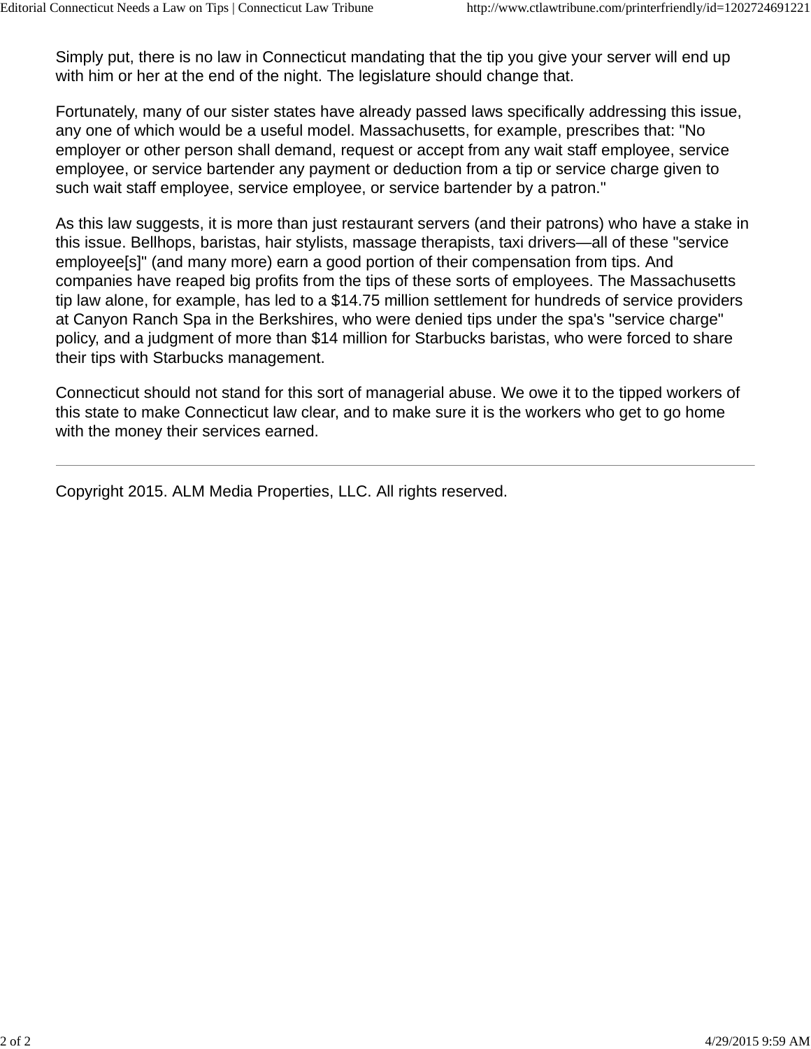Simply put, there is no law in Connecticut mandating that the tip you give your server will end up with him or her at the end of the night. The legislature should change that.

Fortunately, many of our sister states have already passed laws specifically addressing this issue, any one of which would be a useful model. Massachusetts, for example, prescribes that: "No employer or other person shall demand, request or accept from any wait staff employee, service employee, or service bartender any payment or deduction from a tip or service charge given to such wait staff employee, service employee, or service bartender by a patron."

As this law suggests, it is more than just restaurant servers (and their patrons) who have a stake in this issue. Bellhops, baristas, hair stylists, massage therapists, taxi drivers—all of these "service employee[s]" (and many more) earn a good portion of their compensation from tips. And companies have reaped big profits from the tips of these sorts of employees. The Massachusetts tip law alone, for example, has led to a $14.75 million settlement for hundreds of service providers at Canyon Ranch Spa in the Berkshires, who were denied tips under the spa's "service charge" policy, and a judgment of more than $14 million for Starbucks baristas, who were forced to share their tips with Starbucks management.

Connecticut should not stand for this sort of managerial abuse. We owe it to the tipped workers of this state to make Connecticut law clear, and to make sure it is the workers who get to go home with the money their services earned.

---

Copyright 2015. ALM Media Properties, LLC. All rights reserved.